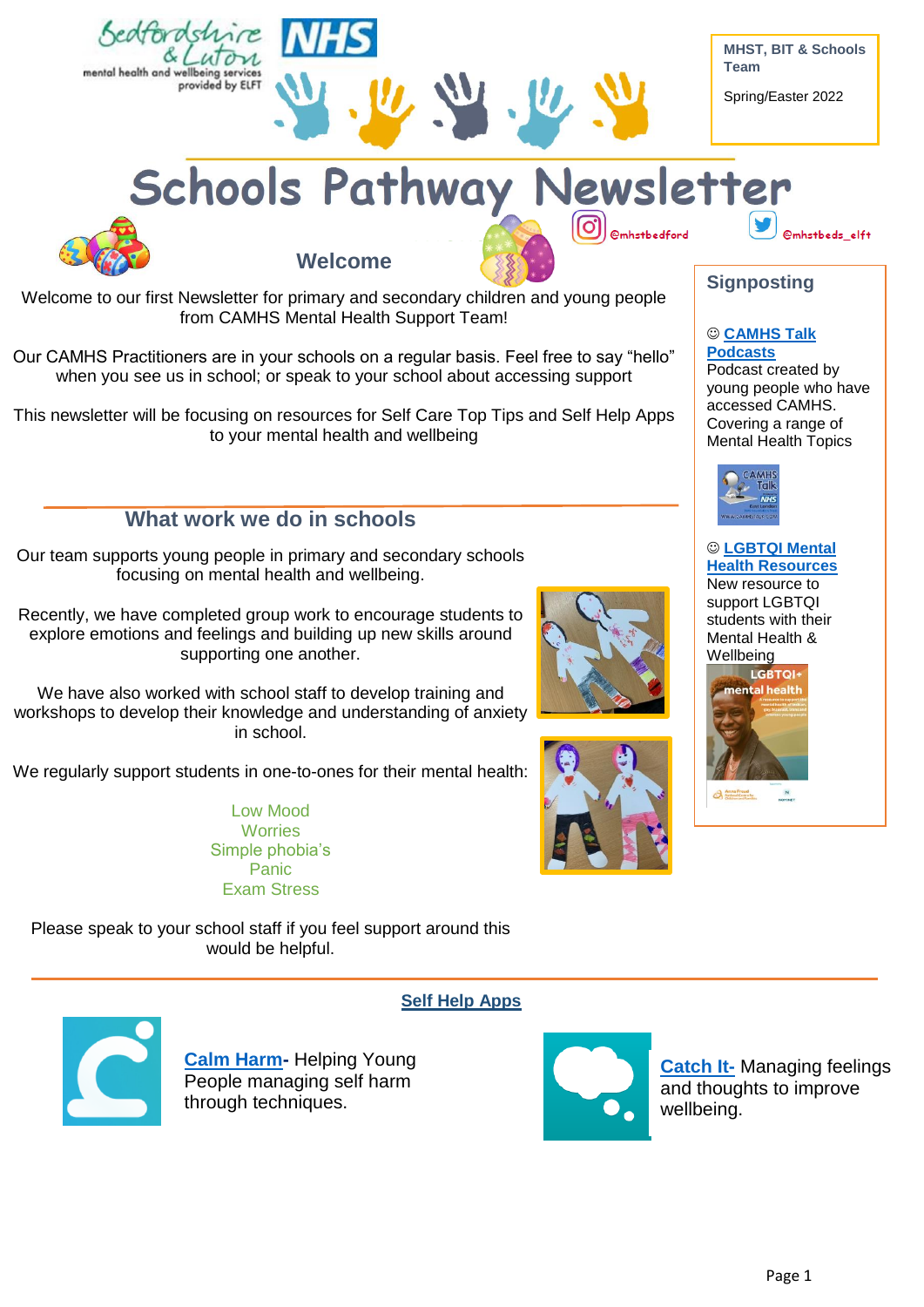Bedfordshire & Luton mental health and wellbeing services provided by ELFT

NHS

MHST, BIT & Schools Team

Spring/Easter 2022

# Schools Pathway Newsletter

@mhstbedford @mhstbeds_elft

## Welcome

Welcome to our first Newsletter for primary and secondary children and young people from CAMHS Mental Health Support Team!

Our CAMHS Practitioners are in your schools on a regular basis. Feel free to say "hello" when you see us in school; or speak to your school about accessing support

This newsletter will be focusing on resources for Self Care Top Tips and Self Help Apps to your mental health and wellbeing

## What work we do in schools

Our team supports young people in primary and secondary schools focusing on mental health and wellbeing.

Recently, we have completed group work to encourage students to explore emotions and feelings and building up new skills around supporting one another.

We have also worked with school staff to develop training and workshops to develop their knowledge and understanding of anxiety in school.

We regularly support students in one-to-ones for their mental health:

Low Mood
Worries
Simple phobia's
Panic
Exam Stress

Please speak to your school staff if you feel support around this would be helpful.

## Signposting

☺ **CAMHS Talk Podcasts**
Podcast created by young people who have accessed CAMHS. Covering a range of Mental Health Topics

☺ **LGBTQI Mental Health Resources**
New resource to support LGBTQI students with their Mental Health & Wellbeing

## Self Help Apps

**Calm Harm**- Helping Young People managing self harm through techniques.

**Catch It**- Managing feelings and thoughts to improve wellbeing.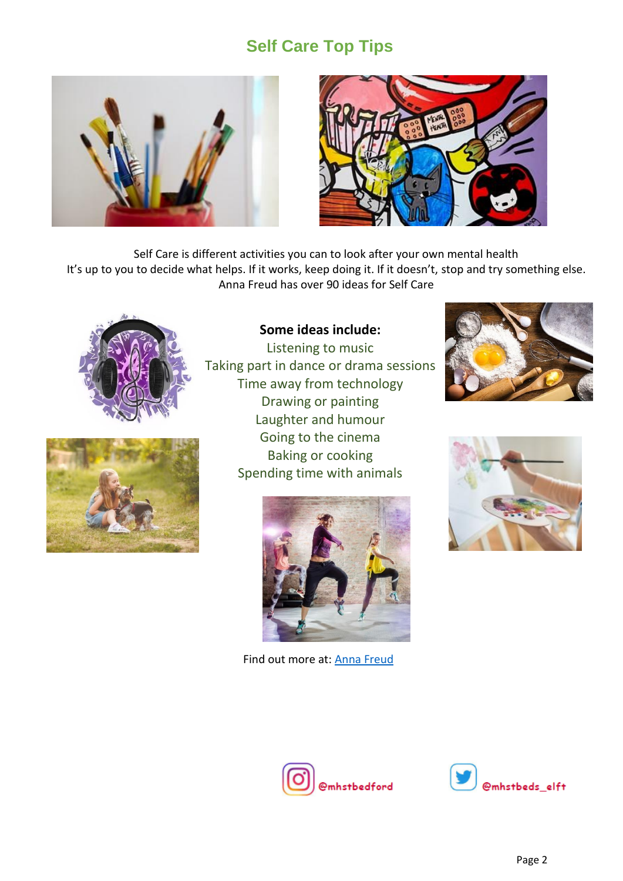## Self Care Top Tips

Self Care is different activities you can to look after your own mental health
It's up to you to decide what helps. If it works, keep doing it. If it doesn't, stop and try something else.
Anna Freud has over 90 ideas for Self Care

**Some ideas include:**

Listening to music
Taking part in dance or drama sessions
Time away from technology
Drawing or painting
Laughter and humour
Going to the cinema
Baking or cooking
Spending time with animals

Find out more at: [Anna Freud]()

@mhstbedford

@mhstbeds_elft